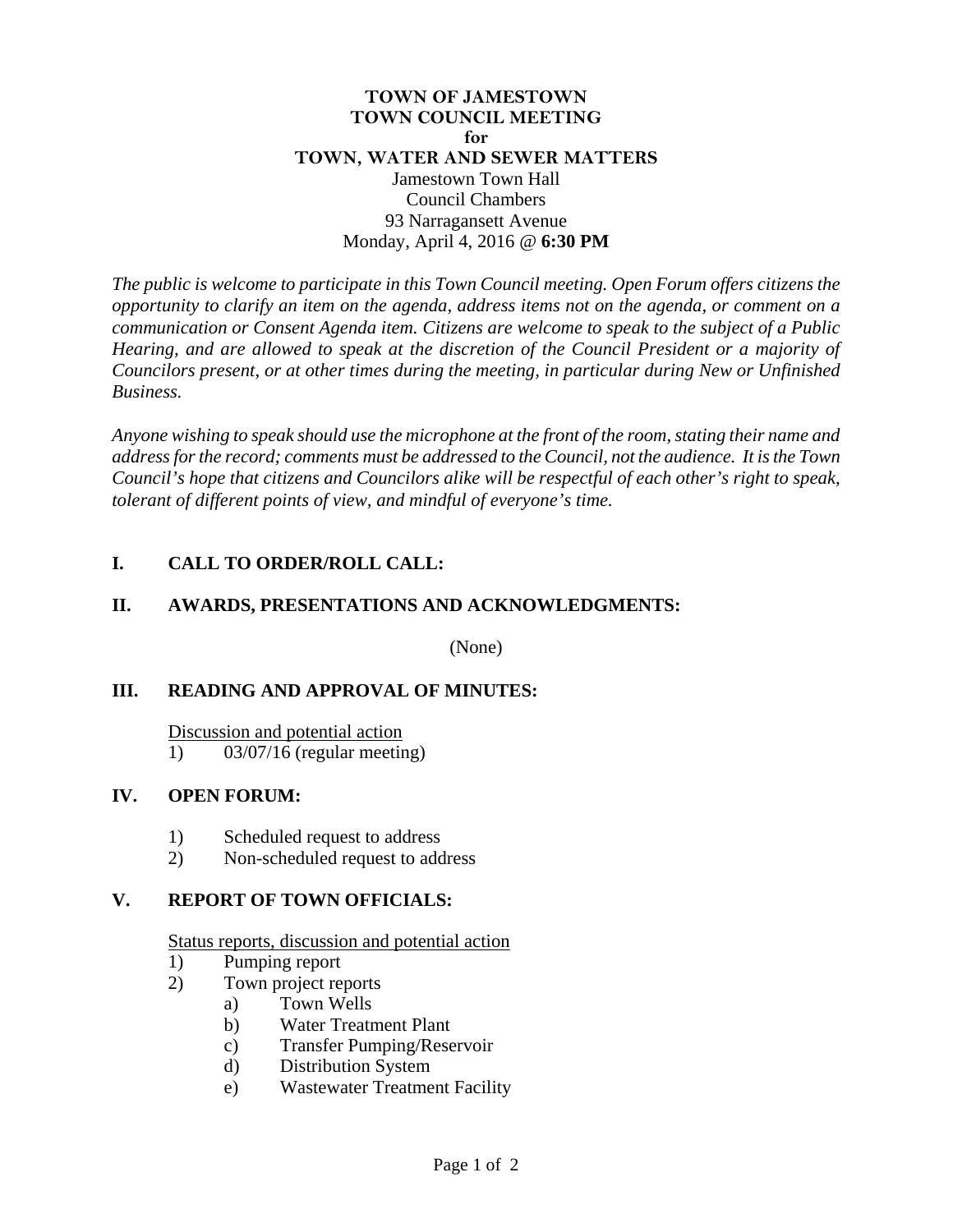# TOWN OF JAMESTOWN
# TOWN COUNCIL MEETING
# for
# TOWN, WATER AND SEWER MATTERS

Jamestown Town Hall
Council Chambers
93 Narragansett Avenue
Monday, April 4, 2016 @ **6:30 PM**

*The public is welcome to participate in this Town Council meeting. Open Forum offers citizens the opportunity to clarify an item on the agenda, address items not on the agenda, or comment on a communication or Consent Agenda item. Citizens are welcome to speak to the subject of a Public Hearing, and are allowed to speak at the discretion of the Council President or a majority of Councilors present, or at other times during the meeting, in particular during New or Unfinished Business.*

*Anyone wishing to speak should use the microphone at the front of the room, stating their name and address for the record; comments must be addressed to the Council, not the audience. It is the Town Council's hope that citizens and Councilors alike will be respectful of each other's right to speak, tolerant of different points of view, and mindful of everyone's time.*

## I. CALL TO ORDER/ROLL CALL:

## II. AWARDS, PRESENTATIONS AND ACKNOWLEDGMENTS:

(None)

## III. READING AND APPROVAL OF MINUTES:

Discussion and potential action

1) 03/07/16 (regular meeting)

## IV. OPEN FORUM:

1) Scheduled request to address
2) Non-scheduled request to address

## V. REPORT OF TOWN OFFICIALS:

Status reports, discussion and potential action

1) Pumping report
2) Town project reports
   a) Town Wells
   b) Water Treatment Plant
   c) Transfer Pumping/Reservoir
   d) Distribution System
   e) Wastewater Treatment Facility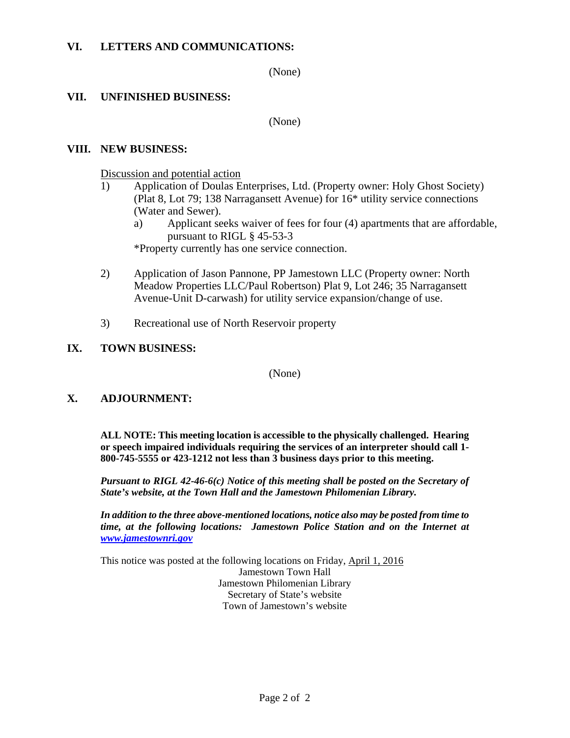## VI. LETTERS AND COMMUNICATIONS:

(None)

## VII. UNFINISHED BUSINESS:

(None)

## VIII. NEW BUSINESS:

Discussion and potential action

1) Application of Doulas Enterprises, Ltd. (Property owner: Holy Ghost Society) (Plat 8, Lot 79; 138 Narragansett Avenue) for 16* utility service connections (Water and Sewer).
   a) Applicant seeks waiver of fees for four (4) apartments that are affordable, pursuant to RIGL § 45-53-3

   *Property currently has one service connection.

2) Application of Jason Pannone, PP Jamestown LLC (Property owner: North Meadow Properties LLC/Paul Robertson) Plat 9, Lot 246; 35 Narragansett Avenue-Unit D-carwash) for utility service expansion/change of use.

3) Recreational use of North Reservoir property

## IX. TOWN BUSINESS:

(None)

## X. ADJOURNMENT:

**ALL NOTE: This meeting location is accessible to the physically challenged. Hearing or speech impaired individuals requiring the services of an interpreter should call 1-800-745-5555 or 423-1212 not less than 3 business days prior to this meeting.**

***Pursuant to RIGL 42-46-6(c) Notice of this meeting shall be posted on the Secretary of State's website, at the Town Hall and the Jamestown Philomenian Library.***

***In addition to the three above-mentioned locations, notice also may be posted from time to time, at the following locations: Jamestown Police Station and on the Internet at [www.jamestownri.gov](http://www.jamestownri.gov)***

This notice was posted at the following locations on Friday, April 1, 2016

Jamestown Town Hall  
Jamestown Philomenian Library  
Secretary of State's website  
Town of Jamestown's website